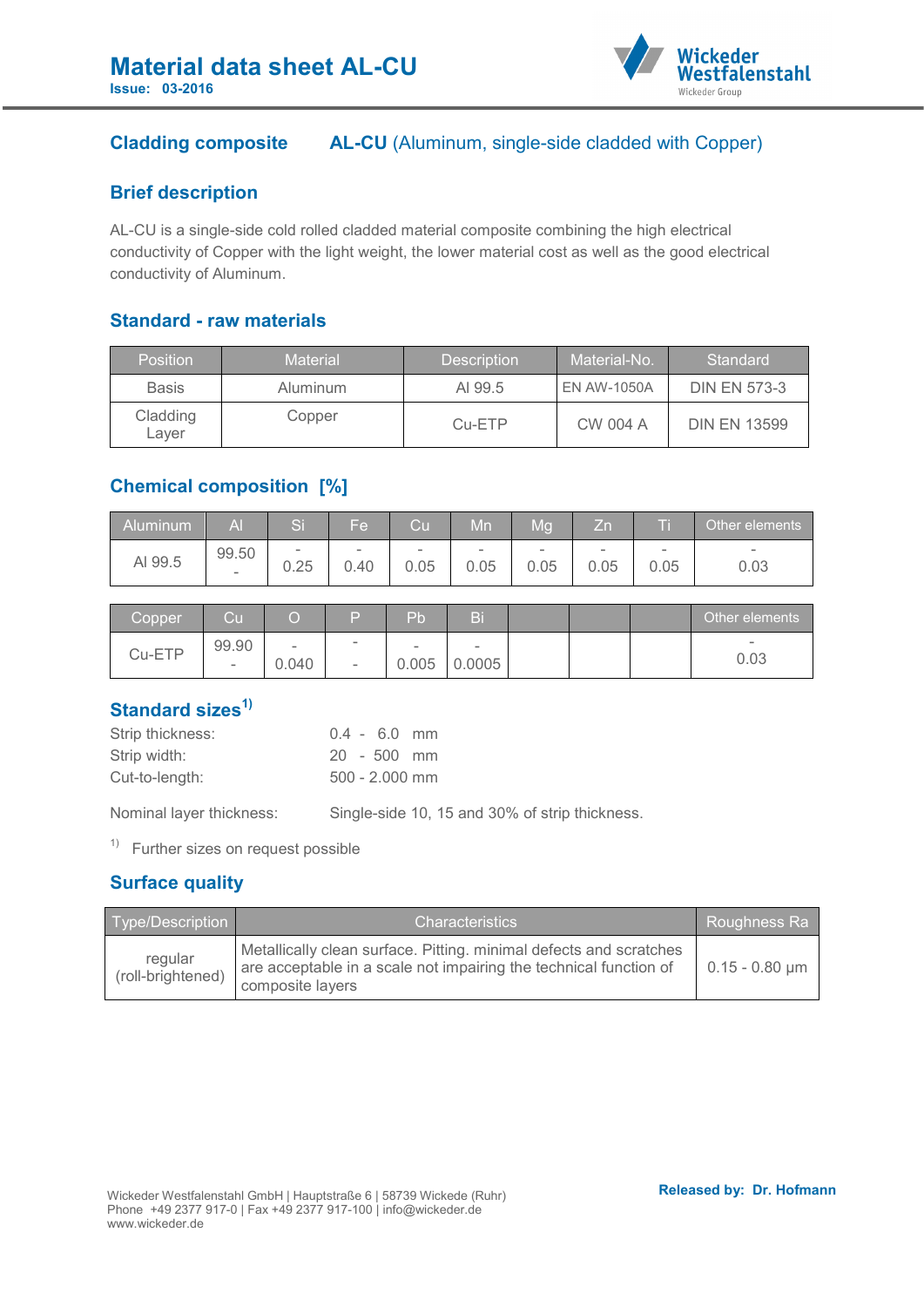# Material data sheet AL-CU

**Issue: 03-2016**

## Cladding composite — AL-CU (Aluminum, single-side cladded with Copper)

## Brief description

AL-CU is a single-side cold rolled cladded material composite combining the high electrical conductivity of Copper with the light weight, the lower material cost as well as the good electrical conductivity of Aluminum.

## Standard - raw materials

| Position | Material | Description | Material-No. | Standard |
|---|---|---|---|---|
| Basis | Aluminum | Al 99.5 | EN AW-1050A | DIN EN 573-3 |
| Cladding Layer | Copper | Cu-ETP | CW 004 A | DIN EN 13599 |

## Chemical composition [%]

| Aluminum | Al | Si | Fe | Cu | Mn | Mg | Zn | Ti | Other elements |
|---|---|---|---|---|---|---|---|---|---|
| Al 99.5 | 99.50 - | - 0.25 | - 0.40 | - 0.05 | - 0.05 | - 0.05 | - 0.05 | - 0.05 | - 0.03 |

| Copper | Cu | O | P | Pb | Bi | | | | Other elements |
|---|---|---|---|---|---|---|---|---|---|
| Cu-ETP | 99.90 - | - 0.040 | - - | - 0.005 | - 0.0005 | | | | - 0.03 |

## Standard sizes[1)]

Strip thickness: 0.4 - 6.0 mm
Strip width: 20 - 500 mm
Cut-to-length: 500 - 2.000 mm

Nominal layer thickness: Single-side 10, 15 and 30% of strip thickness.

[1)] Further sizes on request possible

## Surface quality

| Type/Description | Characteristics | Roughness Ra |
|---|---|---|
| regular (roll-brightened) | Metallically clean surface. Pitting. minimal defects and scratches are acceptable in a scale not impairing the technical function of composite layers | 0.15 - 0.80 µm |

Wickeder Westfalenstahl GmbH | Hauptstraße 6 | 58739 Wickede (Ruhr)
Phone +49 2377 917-0 | Fax +49 2377 917-100 | info@wickeder.de
www.wickeder.de

**Released by: Dr. Hofmann**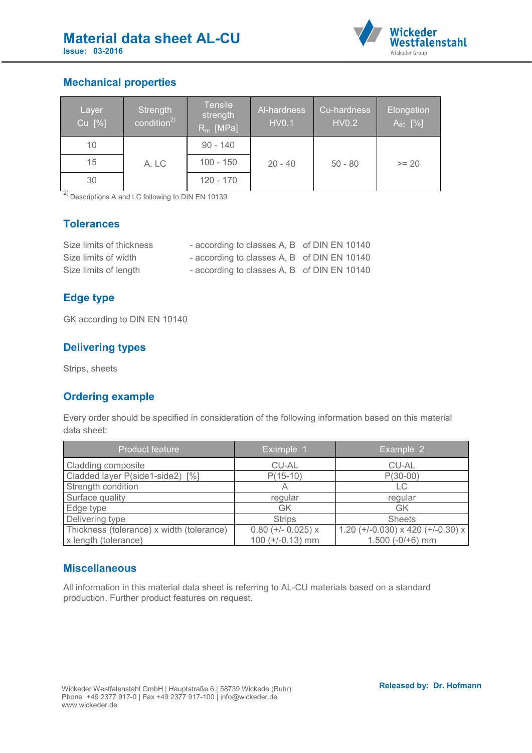# Material data sheet AL-CU

**Issue: 03-2016**

## Mechanical properties

| Layer Cu [%] | Strength condition[2)] | Tensile strength $R_m$ [MPa] | Al-hardness HV0.1 | Cu-hardness HV0.2 | Elongation $A_{80}$ [%] |
|---|---|---|---|---|---|
| 10 | A. LC | 90 - 140 | 20 - 40 | 50 - 80 | >= 20 |
| 15 | | 100 - 150 | | | |
| 30 | | 120 - 170 | | | |

[2)] Descriptions A and LC following to DIN EN 10139

## Tolerances

Size limits of thickness - according to classes A, B of DIN EN 10140
Size limits of width - according to classes A, B of DIN EN 10140
Size limits of length - according to classes A, B of DIN EN 10140

## Edge type

GK according to DIN EN 10140

## Delivering types

Strips, sheets

## Ordering example

Every order should be specified in consideration of the following information based on this material data sheet:

| Product feature | Example 1 | Example 2 |
|---|---|---|
| Cladding composite | CU-AL | CU-AL |
| Cladded layer P(side1-side2) [%] | P(15-10) | P(30-00) |
| Strength condition | A | LC |
| Surface quality | regular | regular |
| Edge type | GK | GK |
| Delivering type | Strips | Sheets |
| Thickness (tolerance) x width (tolerance) x length (tolerance) | 0.80 (+/- 0.025) x 100 (+/-0.13) mm | 1.20 (+/-0.030) x 420 (+/-0.30) x 1.500 (-0/+6) mm |

## Miscellaneous

All information in this material data sheet is referring to AL-CU materials based on a standard production. Further product features on request.

Wickeder Westfalenstahl GmbH | Hauptstraße 6 | 58739 Wickede (Ruhr)
Phone +49 2377 917-0 | Fax +49 2377 917-100 | info@wickeder.de
www.wickeder.de

**Released by: Dr. Hofmann**